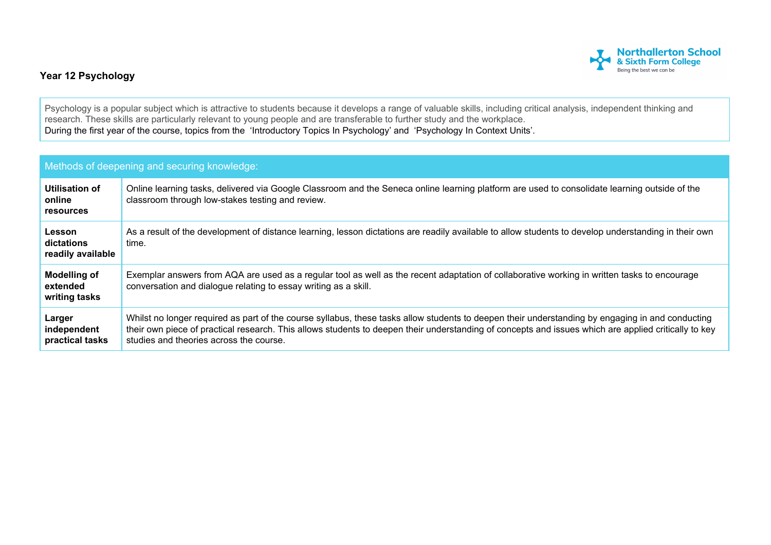**Northallerton School & Sixth Form College**
Being the best we can be

## Year 12 Psychology

Psychology is a popular subject which is attractive to students because it develops a range of valuable skills, including critical analysis, independent thinking and research. These skills are particularly relevant to young people and are transferable to further study and the workplace.
During the first year of the course, topics from the 'Introductory Topics In Psychology' and 'Psychology In Context Units'.

| Methods of deepening and securing knowledge: | |
|---|---|
| **Utilisation of online resources** | Online learning tasks, delivered via Google Classroom and the Seneca online learning platform are used to consolidate learning outside of the classroom through low-stakes testing and review. |
| **Lesson dictations readily available** | As a result of the development of distance learning, lesson dictations are readily available to allow students to develop understanding in their own time. |
| **Modelling of extended writing tasks** | Exemplar answers from AQA are used as a regular tool as well as the recent adaptation of collaborative working in written tasks to encourage conversation and dialogue relating to essay writing as a skill. |
| **Larger independent practical tasks** | Whilst no longer required as part of the course syllabus, these tasks allow students to deepen their understanding by engaging in and conducting their own piece of practical research. This allows students to deepen their understanding of concepts and issues which are applied critically to key studies and theories across the course. |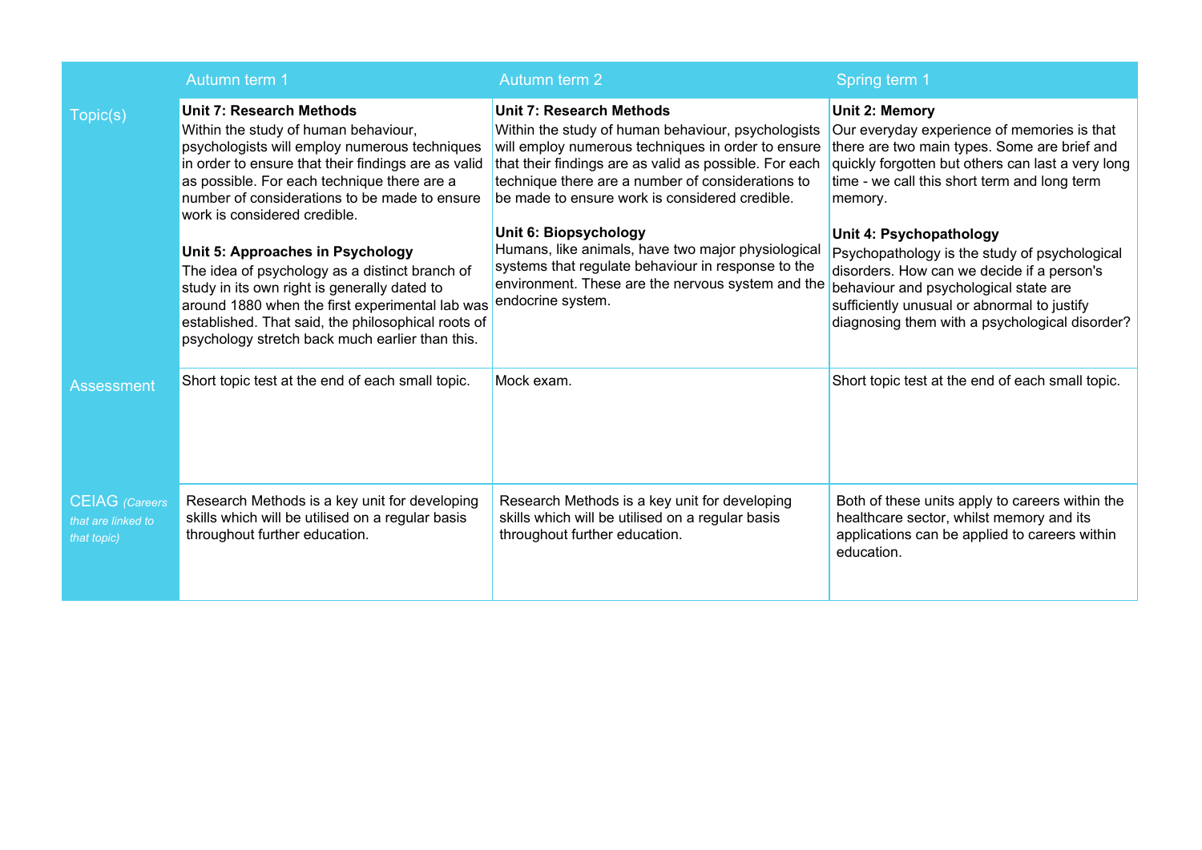| | Autumn term 1 | Autumn term 2 | Spring term 1 |
|---|---|---|---|
| Topic(s) | **Unit 7: Research Methods**<br>Within the study of human behaviour, psychologists will employ numerous techniques in order to ensure that their findings are as valid as possible. For each technique there are a number of considerations to be made to ensure work is considered credible.<br><br>**Unit 5: Approaches in Psychology**<br>The idea of psychology as a distinct branch of study in its own right is generally dated to around 1880 when the first experimental lab was established. That said, the philosophical roots of psychology stretch back much earlier than this. | **Unit 7: Research Methods**<br>Within the study of human behaviour, psychologists will employ numerous techniques in order to ensure that their findings are as valid as possible. For each technique there are a number of considerations to be made to ensure work is considered credible.<br><br>**Unit 6: Biopsychology**<br>Humans, like animals, have two major physiological systems that regulate behaviour in response to the environment. These are the nervous system and the endocrine system. | **Unit 2: Memory**<br>Our everyday experience of memories is that there are two main types. Some are brief and quickly forgotten but others can last a very long time - we call this short term and long term memory.<br><br>**Unit 4: Psychopathology**<br>Psychopathology is the study of psychological disorders. How can we decide if a person's behaviour and psychological state are sufficiently unusual or abnormal to justify diagnosing them with a psychological disorder? |
| Assessment | Short topic test at the end of each small topic. | Mock exam. | Short topic test at the end of each small topic. |
| CEIAG *(Careers that are linked to that topic)* | Research Methods is a key unit for developing skills which will be utilised on a regular basis throughout further education. | Research Methods is a key unit for developing skills which will be utilised on a regular basis throughout further education. | Both of these units apply to careers within the healthcare sector, whilst memory and its applications can be applied to careers within education. |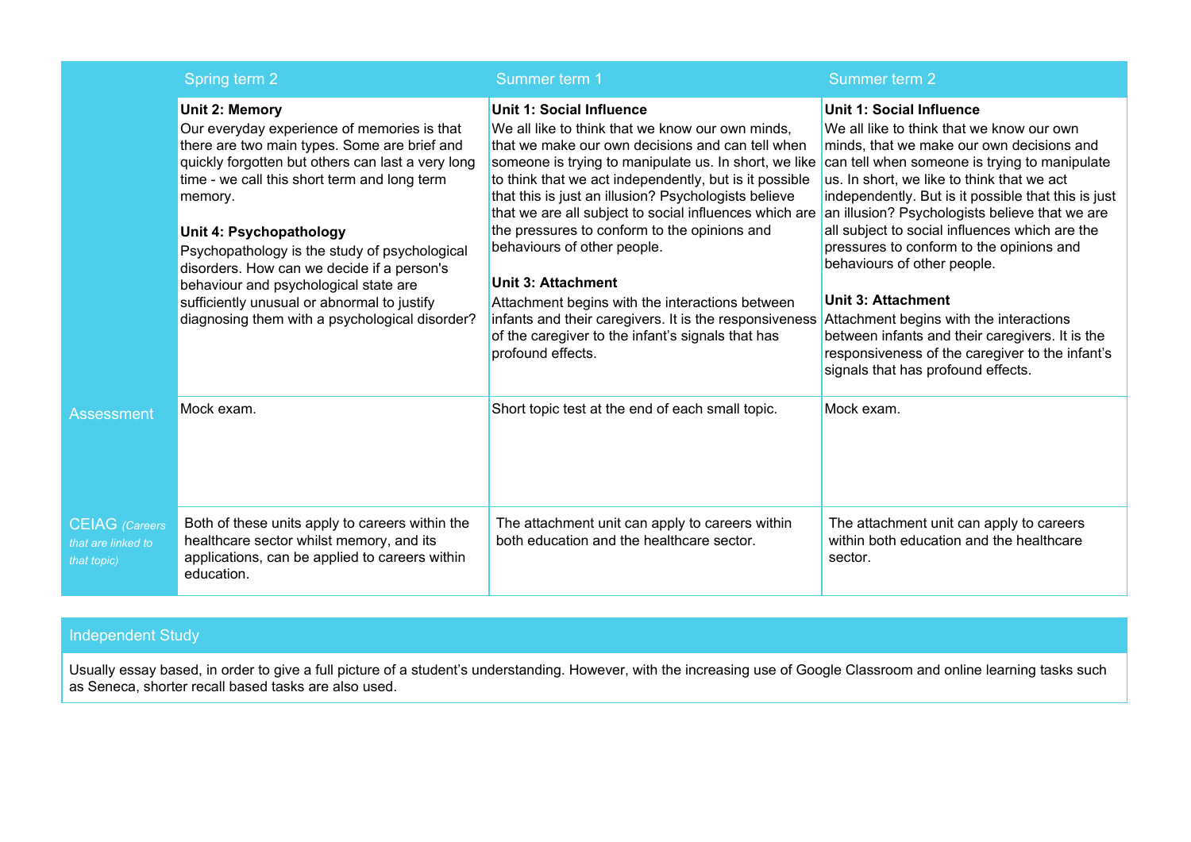| | Spring term 2 | Summer term 1 | Summer term 2 |
|---|---|---|---|
| | **Unit 2: Memory** Our everyday experience of memories is that there are two main types. Some are brief and quickly forgotten but others can last a very long time - we call this short term and long term memory. **Unit 4: Psychopathology** Psychopathology is the study of psychological disorders. How can we decide if a person's behaviour and psychological state are sufficiently unusual or abnormal to justify diagnosing them with a psychological disorder? | **Unit 1: Social Influence** We all like to think that we know our own minds, that we make our own decisions and can tell when someone is trying to manipulate us. In short, we like to think that we act independently, but is it possible that this is just an illusion? Psychologists believe that we are all subject to social influences which are the pressures to conform to the opinions and behaviours of other people. **Unit 3: Attachment** Attachment begins with the interactions between infants and their caregivers. It is the responsiveness of the caregiver to the infant's signals that has profound effects. | **Unit 1: Social Influence** We all like to think that we know our own minds, that we make our own decisions and can tell when someone is trying to manipulate us. In short, we like to think that we act independently. But is it possible that this is just an illusion? Psychologists believe that we are all subject to social influences which are the pressures to conform to the opinions and behaviours of other people. **Unit 3: Attachment** Attachment begins with the interactions between infants and their caregivers. It is the responsiveness of the caregiver to the infant's signals that has profound effects. |
| Assessment | Mock exam. | Short topic test at the end of each small topic. | Mock exam. |
| CEIAG *(Careers that are linked to that topic)* | Both of these units apply to careers within the healthcare sector whilst memory, and its applications, can be applied to careers within education. | The attachment unit can apply to careers within both education and the healthcare sector. | The attachment unit can apply to careers within both education and the healthcare sector. |

| Independent Study |
|---|
| Usually essay based, in order to give a full picture of a student's understanding. However, with the increasing use of Google Classroom and online learning tasks such as Seneca, shorter recall based tasks are also used. |